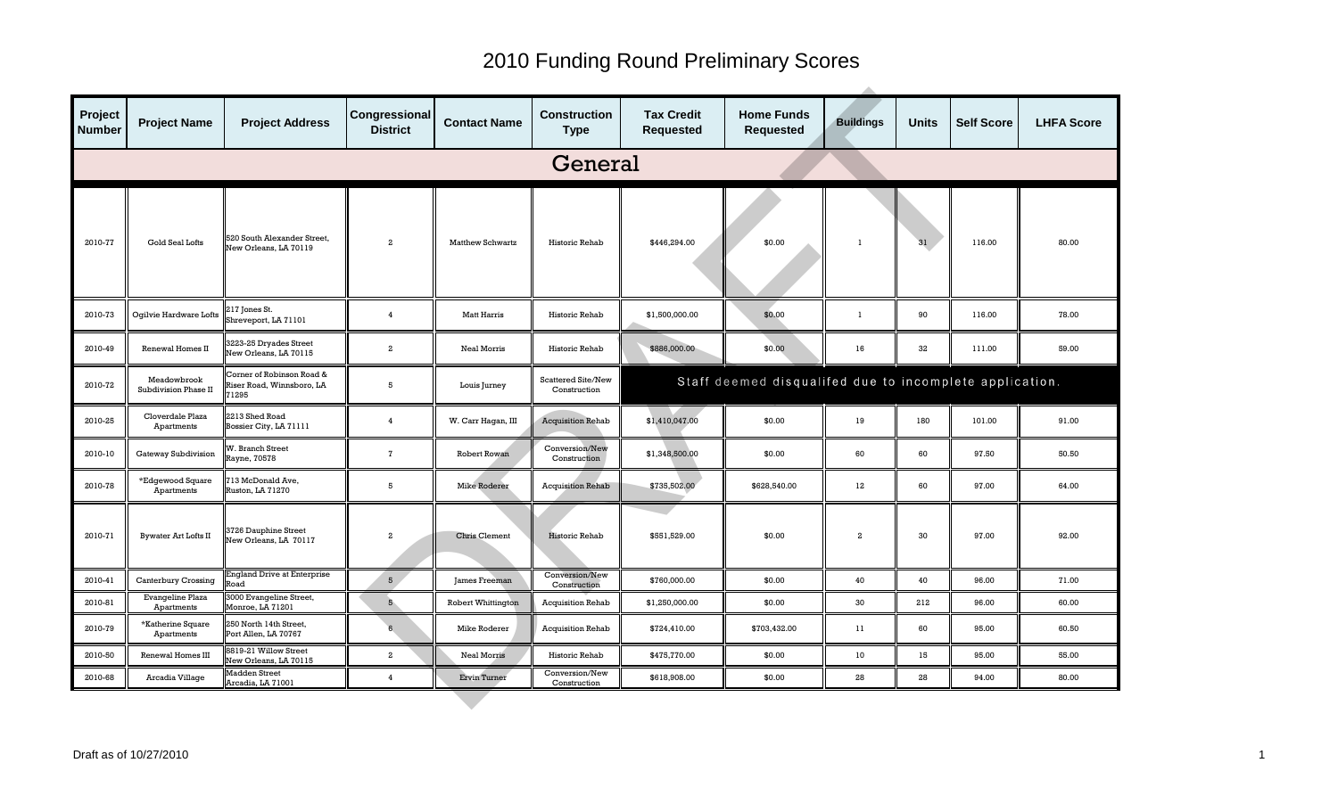# 2010 Funding Round Preliminary Scores

| Project Number | Project Name | Project Address | Congressional District | Contact Name | Construction Type | Tax Credit Requested | Home Funds Requested | Buildings | Units | Self Score | LHFA Score |
|---|---|---|---|---|---|---|---|---|---|---|---|
| **General** | | | | | | | | | | | |
| 2010-77 | Gold Seal Lofts | 520 South Alexander Street, New Orleans, LA 70119 | 2 | Matthew Schwartz | Historic Rehab | $446,294.00 | $0.00 | 1 | 31 | 116.00 | 80.00 |
| 2010-73 | Ogilvie Hardware Lofts | 217 Jones St. Shreveport, LA 71101 | 4 | Matt Harris | Historic Rehab | $1,500,000.00 | $0.00 | 1 | 90 | 116.00 | 78.00 |
| 2010-49 | Renewal Homes II | 3223-25 Dryades Street New Orleans, LA 70115 | 2 | Neal Morris | Historic Rehab | $886,000.00 | $0.00 | 16 | 32 | 111.00 | 59.00 |
| 2010-72 | Meadowbrook Subdivision Phase II | Corner of Robinson Road & Riser Road, Winnsboro, LA 71295 | 5 | Louis Jurney | Scattered Site/New Construction | Staff deemed disqualifed due to incomplete application. | | | | | |
| 2010-25 | Cloverdale Plaza Apartments | 2213 Shed Road Bossier City, LA 71111 | 4 | W. Carr Hagan, III | Acquisition Rehab | $1,410,047.00 | $0.00 | 19 | 180 | 101.00 | 91.00 |
| 2010-10 | Gateway Subdivision | W. Branch Street Rayne, 70578 | 7 | Robert Rowan | Conversion/New Construction | $1,348,500.00 | $0.00 | 60 | 60 | 97.50 | 50.50 |
| 2010-78 | *Edgewood Square Apartments | 713 McDonald Ave, Ruston, LA 71270 | 5 | Mike Roderer | Acquisition Rehab | $735,502.00 | $628,540.00 | 12 | 60 | 97.00 | 64.00 |
| 2010-71 | Bywater Art Lofts II | 3726 Dauphine Street New Orleans, LA 70117 | 2 | Chris Clement | Historic Rehab | $551,529.00 | $0.00 | 2 | 30 | 97.00 | 92.00 |
| 2010-41 | Canterbury Crossing | England Drive at Enterprise Road | 5 | James Freeman | Conversion/New Construction | $760,000.00 | $0.00 | 40 | 40 | 96.00 | 71.00 |
| 2010-81 | Evangeline Plaza Apartments | 3000 Evangeline Street, Monroe, LA 71201 | 5 | Robert Whittington | Acquisition Rehab | $1,250,000.00 | $0.00 | 30 | 212 | 96.00 | 60.00 |
| 2010-79 | *Katherine Square Apartments | 250 North 14th Street, Port Allen, LA 70767 | 6 | Mike Roderer | Acquisition Rehab | $724,410.00 | $703,432.00 | 11 | 60 | 95.00 | 60.50 |
| 2010-50 | Renewal Homes III | 8819-21 Willow Street New Orleans, LA 70115 | 2 | Neal Morris | Historic Rehab | $475,770.00 | $0.00 | 10 | 15 | 95.00 | 55.00 |
| 2010-68 | Arcadia Village | Madden Street Arcadia, LA 71001 | 4 | Ervin Turner | Conversion/New Construction | $618,908.00 | $0.00 | 28 | 28 | 94.00 | 80.00 |

Draft as of 10/27/2010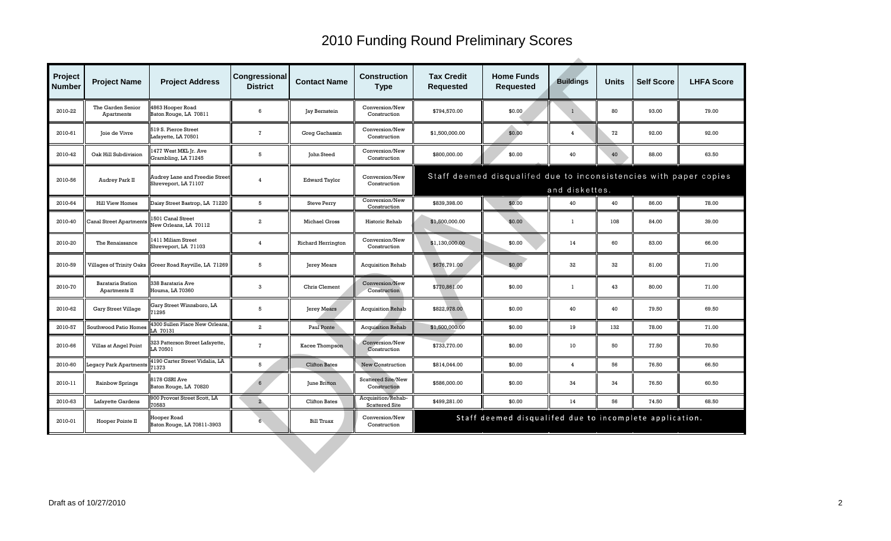# 2010 Funding Round Preliminary Scores

| Project Number | Project Name | Project Address | Congressional District | Contact Name | Construction Type | Tax Credit Requested | Home Funds Requested | Buildings | Units | Self Score | LHFA Score |
|---|---|---|---|---|---|---|---|---|---|---|---|
| 2010-22 | The Garden Senior Apartments | 4863 Hooper Road Baton Rouge, LA 70811 | 6 | Jay Bernstein | Conversion/New Construction | $794,570.00 | $0.00 | 1 | 80 | 93.00 | 79.00 |
| 2010-61 | Joie de Vivre | 519 S. Pierce Street Lafayette, LA 70501 | 7 | Greg Gachassin | Conversion/New Construction | $1,500,000.00 | $0.00 | 4 | 72 | 92.00 | 92.00 |
| 2010-42 | Oak Hill Subdivision | 1477 West MKL Jr. Ave Grambling, LA 71245 | 5 | John Steed | Conversion/New Construction | $800,000.00 | $0.00 | 40 | 40 | 88.00 | 63.50 |
| 2010-56 | Audrey Park II | Audrey Lane and Freedie Street Shreveport, LA 71107 | 4 | Edward Taylor | Conversion/New Construction | Staff deemed disqualifed due to inconsistencies with paper copies and diskettes. | | | | | |
| 2010-64 | Hill View Homes | Daisy Street Bastrop, LA 71220 | 5 | Steve Perry | Conversion/New Construction | $839,398.00 | $0.00 | 40 | 40 | 86.00 | 78.00 |
| 2010-40 | Canal Street Apartments | 1501 Canal Street New Orleans, LA 70112 | 2 | Michael Gross | Historic Rehab | $1,500,000.00 | $0.00 | 1 | 108 | 84.00 | 39.00 |
| 2010-20 | The Renaissance | 1411 Miliam Street Shreveport, LA 71103 | 4 | Richard Herrington | Conversion/New Construction | $1,130,000.00 | $0.00 | 14 | 60 | 83.00 | 66.00 |
| 2010-59 | Villages of Trinity Oaks | Greer Road Rayville, LA 71269 | 5 | Jerey Mears | Acquisition Rehab | $676,791.00 | $0.00 | 32 | 32 | 81.00 | 71.00 |
| 2010-70 | Barataria Station Apartments II | 338 Barataria Ave Houma, LA 70360 | 3 | Chris Clement | Conversion/New Construction | $770,861.00 | $0.00 | 1 | 43 | 80.00 | 71.00 |
| 2010-62 | Gary Street Village | Gary Street Winnsboro, LA 71295 | 5 | Jerey Mears | Acquisition Rehab | $822,978.00 | $0.00 | 40 | 40 | 79.50 | 69.50 |
| 2010-57 | Southwood Patio Homes | 4300 Sullen Place New Orleans, LA 70131 | 2 | Paul Ponte | Acquisition Rehab | $1,500,000.00 | $0.00 | 19 | 132 | 78.00 | 71.00 |
| 2010-66 | Villas at Angel Point | 323 Patterson Street Lafayette, LA 70501 | 7 | Kacee Thompson | Conversion/New Construction | $733,770.00 | $0.00 | 10 | 50 | 77.50 | 70.50 |
| 2010-60 | Legacy Park Apartments | 4190 Carter Street Vidalia, LA 71373 | 5 | Clifton Bates | New Construction | $814,044.00 | $0.00 | 4 | 56 | 76.50 | 66.50 |
| 2010-11 | Rainbow Springs | 8178 GSRI Ave Baton Rouge, LA 70820 | 6 | June Britton | Scattered Site/New Construction | $586,000.00 | $0.00 | 34 | 34 | 76.50 | 60.50 |
| 2010-63 | Lafayette Gardens | 900 Provost Street Scott, LA 70583 | 2 | Clifton Bates | Acquisition/Rehab-Scattered Site | $499,281.00 | $0.00 | 14 | 56 | 74.50 | 68.50 |
| 2010-01 | Hooper Pointe II | Hooper Road Baton Rouge, LA 70811-3903 | 6 | Bill Truax | Conversion/New Construction | Staff deemed disqualifed due to incomplete application. | | | | | |

Draft as of 10/27/2010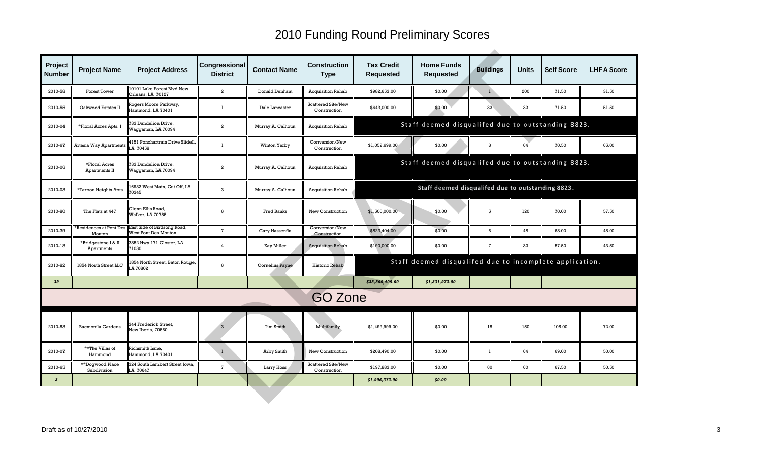# 2010 Funding Round Preliminary Scores

| Project Number | Project Name | Project Address | Congressional District | Contact Name | Construction Type | Tax Credit Requested | Home Funds Requested | Buildings | Units | Self Score | LHFA Score |
|---|---|---|---|---|---|---|---|---|---|---|---|
| 2010-58 | Forest Tower | 10101 Lake Forest Blvd New Orleans, LA 70127 | 2 | Donald Denham | Acquisition Rehab | $982,653.00 | $0.00 | 1 | 200 | 71.50 | 31.50 |
| 2010-55 | Oakwood Estates II | Rogers Moore Parkway, Hammond, LA 70401 | 1 | Dale Lancaster | Scattered Site/New Construction | $643,000.00 | $0.00 | 32 | 32 | 71.50 | 51.50 |
| 2010-04 | *Floral Acres Apts. I | 733 Dandelion Drive, Waggaman, LA 70094 | 2 | Murray A. Calhoun | Acquisition Rehab | Staff deemed disqualifed due to outstanding 8823. | | | | | |
| 2010-67 | Artesia Way Apartments | 4151 Ponchartrain Drive Slidell, LA 70458 | 1 | Winton Yerby | Conversion/New Construction | $1,052,699.00 | $0.00 | 3 | 64 | 70.50 | 65.00 |
| 2010-06 | *Floral Acres Apartments II | 733 Dandelion Drive, Waggaman, LA 70094 | 2 | Murray A. Calhoun | Acquisition Rehab | Staff deemed disqualifed due to outstanding 8823. | | | | | |
| 2010-03 | *Tarpon Heights Apts | 16932 West Main, Cut Off, LA 70345 | 3 | Murray A. Calhoun | Acquisition Rehab | Staff deemed disqualifed due to outstanding 8823. | | | | | |
| 2010-80 | The Flats at 447 | Glenn Ellis Road, Walker, LA 70785 | 6 | Fred Banks | New Construction | $1,500,000.00 | $0.00 | 5 | 120 | 70.00 | 57.50 |
| 2010-39 | *Residences at Pont Des Mouton | East Side of Birdsong Road, West Pont Des Mouton | 7 | Gary Hassenflu | Conversion/New Construction | $823,404.00 | $0.00 | 6 | 48 | 68.00 | 48.00 |
| 2010-18 | *Bridgestone I & II Apartments | 3852 Hwy 171 Gloster, LA 71030 | 4 | Kay Miller | Acquisition Rehab | $190,000.00 | $0.00 | 7 | 32 | 57.50 | 43.50 |
| 2010-82 | 1854 North Street LLC | 1854 North Street, Baton Rouge, LA 70802 | 6 | Cornelius Payne | Historic Rehab | Staff deemed disqualifed due to incomplete application. | | | | | |
| *39* | | | | | | *$28,866,409.00* | *$1,331,972.00* | | | | |

## GO Zone

| Project Number | Project Name | Project Address | Congressional District | Contact Name | Construction Type | Tax Credit Requested | Home Funds Requested | Buildings | Units | Self Score | LHFA Score |
|---|---|---|---|---|---|---|---|---|---|---|---|
| 2010-53 | Bacmonila Gardens | 344 Frederick Street, New Iberia, 70560 | 3 | Tim Smith | Multifamily | $1,499,999.00 | $0.00 | 15 | 150 | 105.00 | 72.00 |
| 2010-07 | **The Villas of Hammond | Richsmith Lane, Hammond, LA 70401 | 1 | Arby Smith | New Construction | $208,490.00 | $0.00 | 1 | 64 | 69.00 | 50.00 |
| 2010-65 | **Dogwood Place Subdivision | 324 South Lambert Street Iowa, LA 70647 | 7 | Larry Hoss | Scattered Site/New Construction | $197,883.00 | $0.00 | 60 | 60 | 67.50 | 50.50 |
| *3* | | | | | | *$1,906,372.00* | *$0.00* | | | | |

Draft as of 10/27/2010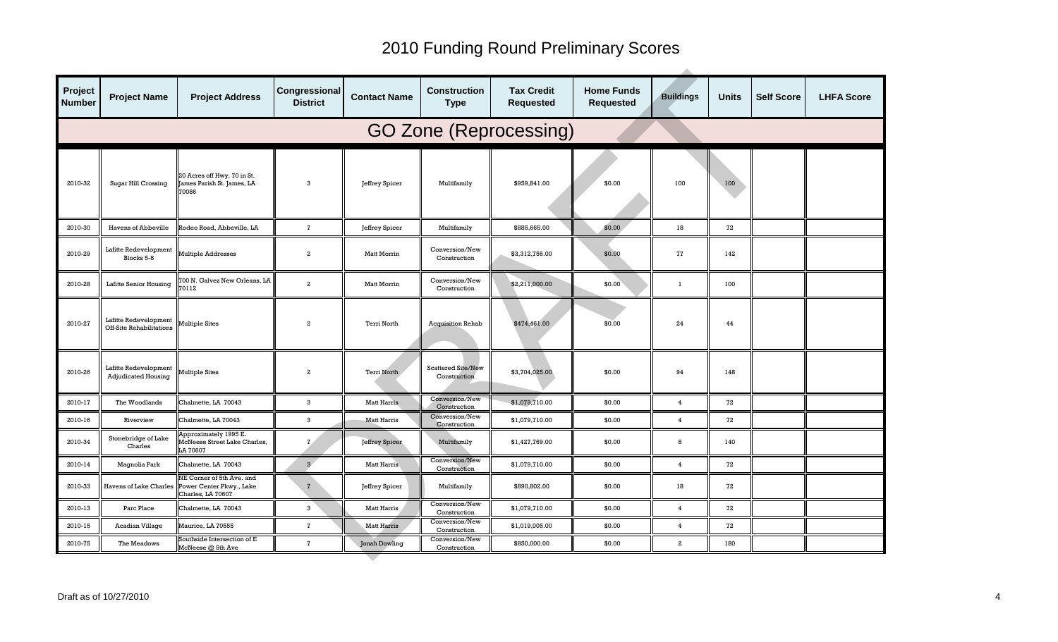# 2010 Funding Round Preliminary Scores

| Project Number | Project Name | Project Address | Congressional District | Contact Name | Construction Type | Tax Credit Requested | Home Funds Requested | Buildings | Units | Self Score | LHFA Score |
|---|---|---|---|---|---|---|---|---|---|---|---|
| **GO Zone (Reprocessing)** | | | | | | | | | | | |
| 2010-32 | Sugar Hill Crossing | 20 Acres off Hwy. 70 in St. James Parish St. James, LA 70086 | 3 | Jeffrey Spicer | Multifamily | $959,841.00 | $0.00 | 100 | 100 | | |
| 2010-30 | Havens of Abbeville | Rodeo Road, Abbeville, LA | 7 | Jeffrey Spicer | Multifamily | $885,665.00 | $0.00 | 18 | 72 | | |
| 2010-29 | Lafitte Redevelopment Blocks 5-8 | Multiple Addresses | 2 | Matt Morrin | Conversion/New Construction | $3,312,756.00 | $0.00 | 77 | 142 | | |
| 2010-28 | Lafitte Senior Housing | 700 N. Galvez New Orleans, LA 70112 | 2 | Matt Morrin | Conversion/New Construction | $2,211,000.00 | $0.00 | 1 | 100 | | |
| 2010-27 | Lafitte Redevelopment Off-Site Rehabilitations | Multiple Sites | 2 | Terri North | Acquisition Rehab | $474,461.00 | $0.00 | 24 | 44 | | |
| 2010-26 | Lafitte Redevelopment Adjudicated Housing | Multiple Sites | 2 | Terri North | Scattered Site/New Construction | $3,704,025.00 | $0.00 | 94 | 148 | | |
| 2010-17 | The Woodlands | Chalmette, LA 70043 | 3 | Matt Harris | Conversion/New Construction | $1,079,710.00 | $0.00 | 4 | 72 | | |
| 2010-16 | Riverview | Chalmette, LA 70043 | 3 | Matt Harris | Conversion/New Construction | $1,079,710.00 | $0.00 | 4 | 72 | | |
| 2010-34 | Stonebridge of Lake Charles | Approximately 1995 E. McNeese Street Lake Charles, LA 70607 | 7 | Jeffrey Spicer | Multifamily | $1,427,769.00 | $0.00 | 8 | 140 | | |
| 2010-14 | Magnolia Park | Chalmette, LA 70043 | 3 | Matt Harris | Conversion/New Construction | $1,079,710.00 | $0.00 | 4 | 72 | | |
| 2010-33 | Havens of Lake Charles | NE Corner of 5th Ave. and Power Center Pkwy., Lake Charles, LA 70607 | 7 | Jeffrey Spicer | Multifamily | $890,802.00 | $0.00 | 18 | 72 | | |
| 2010-13 | Parc Place | Chalmette, LA 70043 | 3 | Matt Harris | Conversion/New Construction | $1,079,710.00 | $0.00 | 4 | 72 | | |
| 2010-15 | Acadian Village | Maurice, LA 70555 | 7 | Matt Harris | Conversion/New Construction | $1,019,005.00 | $0.00 | 4 | 72 | | |
| 2010-75 | The Meadows | Southside Intersection of E McNeese @ 5th Ave | 7 | Jonah Dowling | Conversion/New Construction | $850,000.00 | $0.00 | 2 | 180 | | |

Draft as of 10/27/2010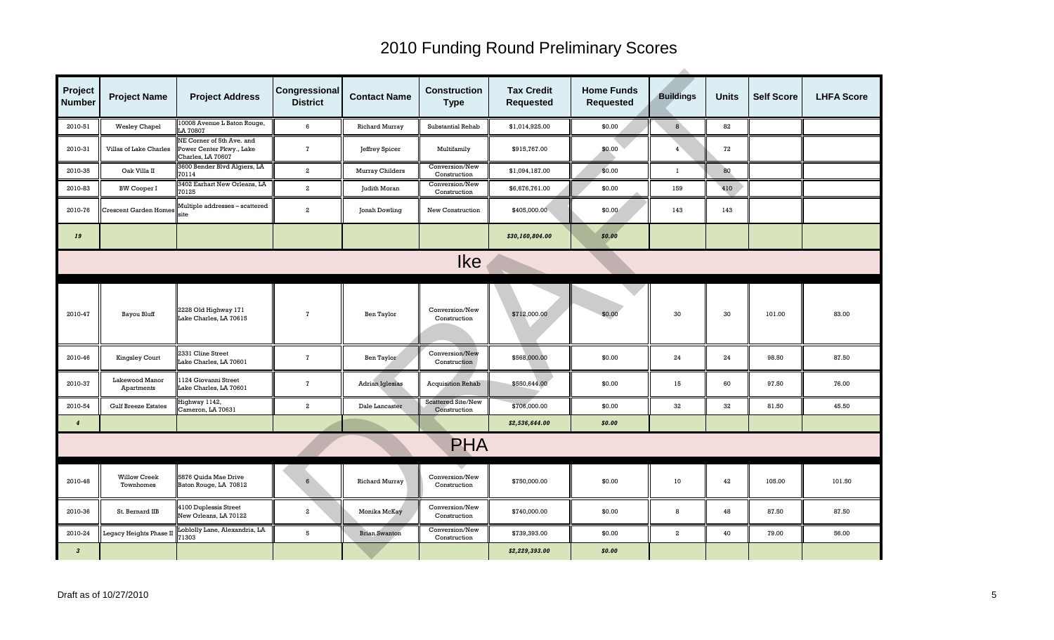# 2010 Funding Round Preliminary Scores

| Project Number | Project Name | Project Address | Congressional District | Contact Name | Construction Type | Tax Credit Requested | Home Funds Requested | Buildings | Units | Self Score | LHFA Score |
|---|---|---|---|---|---|---|---|---|---|---|---|
| 2010-51 | Wesley Chapel | 10008 Avenue L Baton Rouge, LA 70807 | 6 | Richard Murray | Substantial Rehab | $1,014,925.00 | $0.00 | 8 | 82 | | |
| 2010-31 | Villas of Lake Charles | NE Corner of 5th Ave. and Power Center Pkwy., Lake Charles, LA 70607 | 7 | Jeffrey Spicer | Multifamily | $915,767.00 | $0.00 | 4 | 72 | | |
| 2010-35 | Oak Villa II | 3600 Bender Blvd Algiers, LA 70114 | 2 | Murray Childers | Conversion/New Construction | $1,094,187.00 | $0.00 | 1 | 80 | | |
| 2010-83 | BW Cooper I | 3402 Earhart New Orleans, LA 70125 | 2 | Judith Moran | Conversion/New Construction | $6,676,761.00 | $0.00 | 159 | 410 | | |
| 2010-76 | Crescent Garden Homes | Multiple addresses – scattered site | 2 | Jonah Dowling | New Construction | $405,000.00 | $0.00 | 143 | 143 | | |
| *19* | | | | | | *$30,160,804.00* | *$0.00* | | | | |
| | | | | | **Ike** | | | | | | |
| 2010-47 | Bayou Bluff | 2228 Old Highway 171 Lake Charles, LA 70615 | 7 | Ben Taylor | Conversion/New Construction | $712,000.00 | $0.00 | 30 | 30 | 101.00 | 83.00 |
| 2010-46 | Kingsley Court | 2331 Cline Street Lake Charles, LA 70601 | 7 | Ben Taylor | Conversion/New Construction | $568,000.00 | $0.00 | 24 | 24 | 98.50 | 87.50 |
| 2010-37 | Lakewood Manor Apartments | 1124 Giovanni Street Lake Charles, LA 70601 | 7 | Adrian Iglesias | Acquisition Rehab | $550,644.00 | $0.00 | 15 | 60 | 97.50 | 76.00 |
| 2010-54 | Gulf Breeze Estates | Highway 1142, Cameron, LA 70631 | 2 | Dale Lancaster | Scattered Site/New Construction | $706,000.00 | $0.00 | 32 | 32 | 81.50 | 45.50 |
| *4* | | | | | | *$2,536,644.00* | *$0.00* | | | | |
| | | | | | **PHA** | | | | | | |
| 2010-48 | Willow Creek Townhomes | 5876 Quida Mae Drive Baton Rouge, LA 70812 | 6 | Richard Murray | Conversion/New Construction | $750,000.00 | $0.00 | 10 | 42 | 105.00 | 101.50 |
| 2010-36 | St. Bernard IIB | 4100 Duplessis Street New Orleans, LA 70122 | 2 | Monika McKay | Conversion/New Construction | $740,000.00 | $0.00 | 8 | 48 | 87.50 | 87.50 |
| 2010-24 | Legacy Heights Phase II | Loblolly Lane, Alexandria, LA 71303 | 5 | Brian Swanton | Conversion/New Construction | $739,393.00 | $0.00 | 2 | 40 | 79.00 | 56.00 |
| *3* | | | | | | *$2,229,393.00* | *$0.00* | | | | |

Draft as of 10/27/2010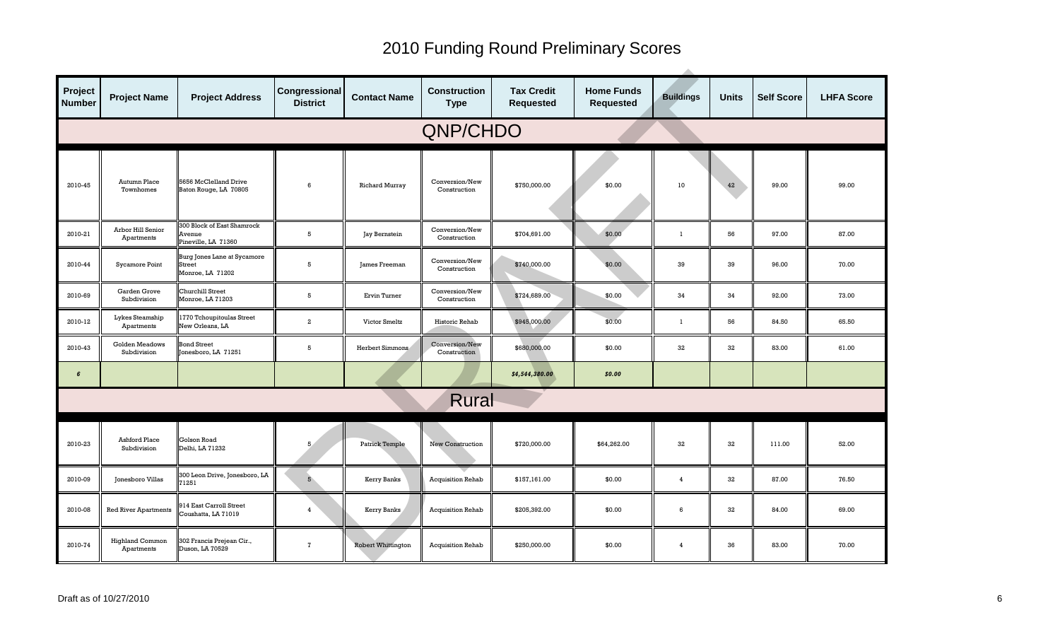# 2010 Funding Round Preliminary Scores

| Project Number | Project Name | Project Address | Congressional District | Contact Name | Construction Type | Tax Credit Requested | Home Funds Requested | Buildings | Units | Self Score | LHFA Score |
|---|---|---|---|---|---|---|---|---|---|---|---|
| **QNP/CHDO** | | | | | | | | | | | |
| 2010-45 | Autumn Place Townhomes | 5656 McClelland Drive Baton Rouge, LA 70805 | 6 | Richard Murray | Conversion/New Construction | $750,000.00 | $0.00 | 10 | 42 | 99.00 | 99.00 |
| 2010-21 | Arbor Hill Senior Apartments | 300 Block of East Shamrock Avenue Pineville, LA 71360 | 5 | Jay Bernstein | Conversion/New Construction | $704,691.00 | $0.00 | 1 | 56 | 97.00 | 87.00 |
| 2010-44 | Sycamore Point | Burg Jones Lane at Sycamore Street Monroe, LA 71202 | 5 | James Freeman | Conversion/New Construction | $740,000.00 | $0.00 | 39 | 39 | 96.00 | 70.00 |
| 2010-69 | Garden Grove Subdivision | Churchill Street Monroe, LA 71203 | 5 | Ervin Turner | Conversion/New Construction | $724,689.00 | $0.00 | 34 | 34 | 92.00 | 73.00 |
| 2010-12 | Lykes Steamship Apartments | 1770 Tchoupitoulas Street New Orleans, LA | 2 | Victor Smeltz | Historic Rehab | $945,000.00 | $0.00 | 1 | 56 | 84.50 | 65.50 |
| 2010-43 | Golden Meadows Subdivision | Bond Street Jonesboro, LA 71251 | 5 | Herbert Simmons | Conversion/New Construction | $680,000.00 | $0.00 | 32 | 32 | 83.00 | 61.00 |
| *6* | | | | | | *$4,544,380.00* | *$0.00* | | | | |
| **Rural** | | | | | | | | | | | |
| 2010-23 | Ashford Place Subdivision | Golson Road Delhi, LA 71232 | 5 | Patrick Temple | New Construction | $720,000.00 | $64,262.00 | 32 | 32 | 111.00 | 52.00 |
| 2010-09 | Jonesboro Villas | 300 Leon Drive, Jonesboro, LA 71251 | 5 | Kerry Banks | Acquisition Rehab | $157,161.00 | $0.00 | 4 | 32 | 87.00 | 76.50 |
| 2010-08 | Red River Apartments | 914 East Carroll Street Coushatta, LA 71019 | 4 | Kerry Banks | Acquisition Rehab | $205,392.00 | $0.00 | 6 | 32 | 84.00 | 69.00 |
| 2010-74 | Highland Common Apartments | 302 Francis Prejean Cir., Duson, LA 70529 | 7 | Robert Whittington | Acquisition Rehab | $250,000.00 | $0.00 | 4 | 36 | 83.00 | 70.00 |

Draft as of 10/27/2010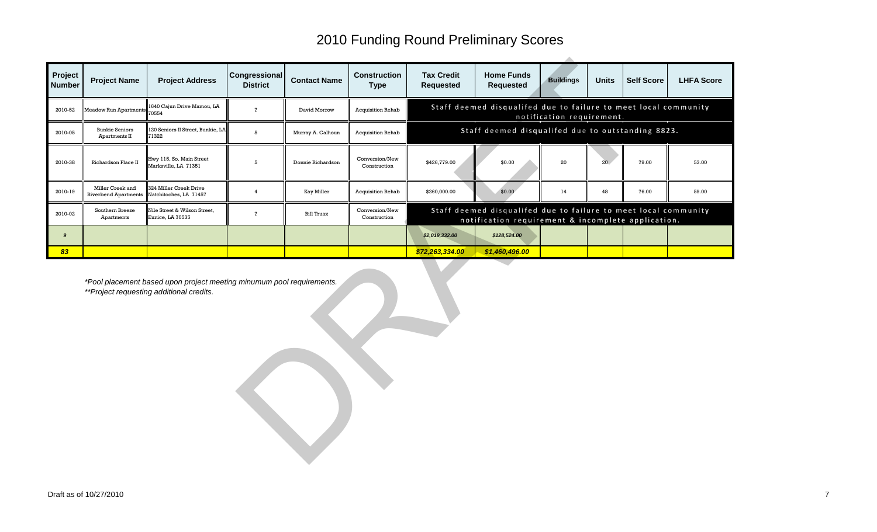# 2010 Funding Round Preliminary Scores

| Project Number | Project Name | Project Address | Congressional District | Contact Name | Construction Type | Tax Credit Requested | Home Funds Requested | Buildings | Units | Self Score | LHFA Score |
|---|---|---|---|---|---|---|---|---|---|---|---|
| 2010-52 | Meadow Run Apartments | 1640 Cajun Drive Mamou, LA 70554 | 7 | David Morrow | Acquisition Rehab | Staff deemed disqualifed due to failure to meet local community notification requirement. | | | | | |
| 2010-05 | Bunkie Seniors Apartments II | 120 Seniors II Street, Bunkie, LA 71322 | 5 | Murray A. Calhoun | Acquisition Rehab | Staff deemed disqualifed due to outstanding 8823. | | | | | |
| 2010-38 | Richardson Place II | Hwy 115, So. Main Street Marksville, LA 71351 | 5 | Donnie Richardson | Conversion/New Construction | $426,779.00 | $0.00 | 20 | 20 | 79.00 | 53.00 |
| 2010-19 | Miller Creek and Riverbend Apartments | 324 Miller Creek Drive Natchitoches, LA 71457 | 4 | Kay Miller | Acquisition Rehab | $260,000.00 | $0.00 | 14 | 48 | 76.00 | 59.00 |
| 2010-02 | Southern Breeze Apartments | Nile Street & Wilson Street, Eunice, LA 70535 | 7 | Bill Truax | Conversion/New Construction | Staff deemed disqualifed due to failure to meet local community notification requirement & incomplete application. | | | | | |
| *9* | | | | | | *$2,019,332.00* | *$128,524.00* | | | | |
| ***83*** | | | | | | ***$72,263,334.00*** | ***$1,460,496.00*** | | | | |

*\*Pool placement based upon project meeting minumum pool requirements.*

*\*\*Project requesting additional credits.*

DRAFT

Draft as of 10/27/2010